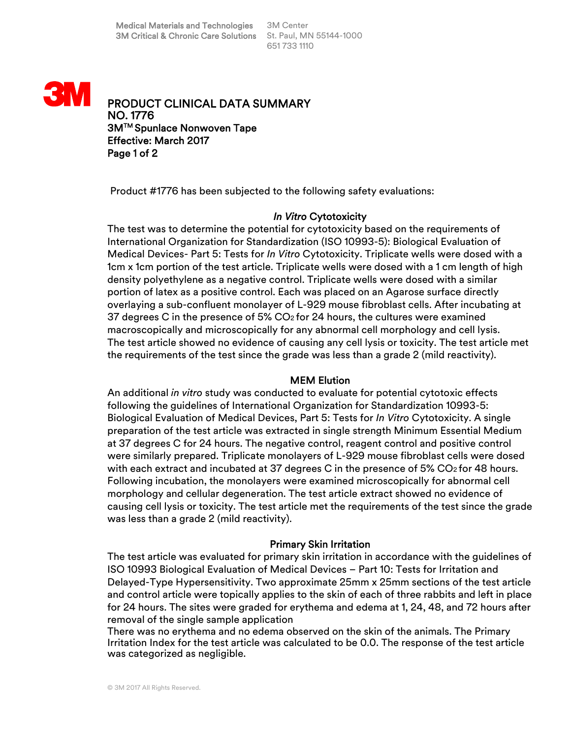Medical Materials and Technologies
3M Critical & Chronic Care Solutions

3M Center
St. Paul, MN 55144-1000
651 733 1110

# PRODUCT CLINICAL DATA SUMMARY
**NO. 1776**
**3M™ Spunlace Nonwoven Tape**
**Effective: March 2017**

Product #1776 has been subjected to the following safety evaluations:

## *In Vitro* Cytotoxicity

The test was to determine the potential for cytotoxicity based on the requirements of International Organization for Standardization (ISO 10993-5): Biological Evaluation of Medical Devices- Part 5: Tests for *In Vitro* Cytotoxicity. Triplicate wells were dosed with a 1cm x 1cm portion of the test article. Triplicate wells were dosed with a 1 cm length of high density polyethylene as a negative control. Triplicate wells were dosed with a similar portion of latex as a positive control. Each was placed on an Agarose surface directly overlaying a sub-confluent monolayer of L-929 mouse fibroblast cells. After incubating at 37 degrees C in the presence of 5% $CO_2$ for 24 hours, the cultures were examined macroscopically and microscopically for any abnormal cell morphology and cell lysis. The test article showed no evidence of causing any cell lysis or toxicity. The test article met the requirements of the test since the grade was less than a grade 2 (mild reactivity).

## MEM Elution

An additional *in vitro* study was conducted to evaluate for potential cytotoxic effects following the guidelines of International Organization for Standardization 10993-5: Biological Evaluation of Medical Devices, Part 5: Tests for *In Vitro* Cytotoxicity. A single preparation of the test article was extracted in single strength Minimum Essential Medium at 37 degrees C for 24 hours. The negative control, reagent control and positive control were similarly prepared. Triplicate monolayers of L-929 mouse fibroblast cells were dosed with each extract and incubated at 37 degrees C in the presence of 5% $CO_2$ for 48 hours. Following incubation, the monolayers were examined microscopically for abnormal cell morphology and cellular degeneration. The test article extract showed no evidence of causing cell lysis or toxicity. The test article met the requirements of the test since the grade was less than a grade 2 (mild reactivity).

## Primary Skin Irritation

The test article was evaluated for primary skin irritation in accordance with the guidelines of ISO 10993 Biological Evaluation of Medical Devices – Part 10: Tests for Irritation and Delayed-Type Hypersensitivity. Two approximate 25mm x 25mm sections of the test article and control article were topically applies to the skin of each of three rabbits and left in place for 24 hours. The sites were graded for erythema and edema at 1, 24, 48, and 72 hours after removal of the single sample application

There was no erythema and no edema observed on the skin of the animals. The Primary Irritation Index for the test article was calculated to be 0.0. The response of the test article was categorized as negligible.

© 3M 2017 All Rights Reserved.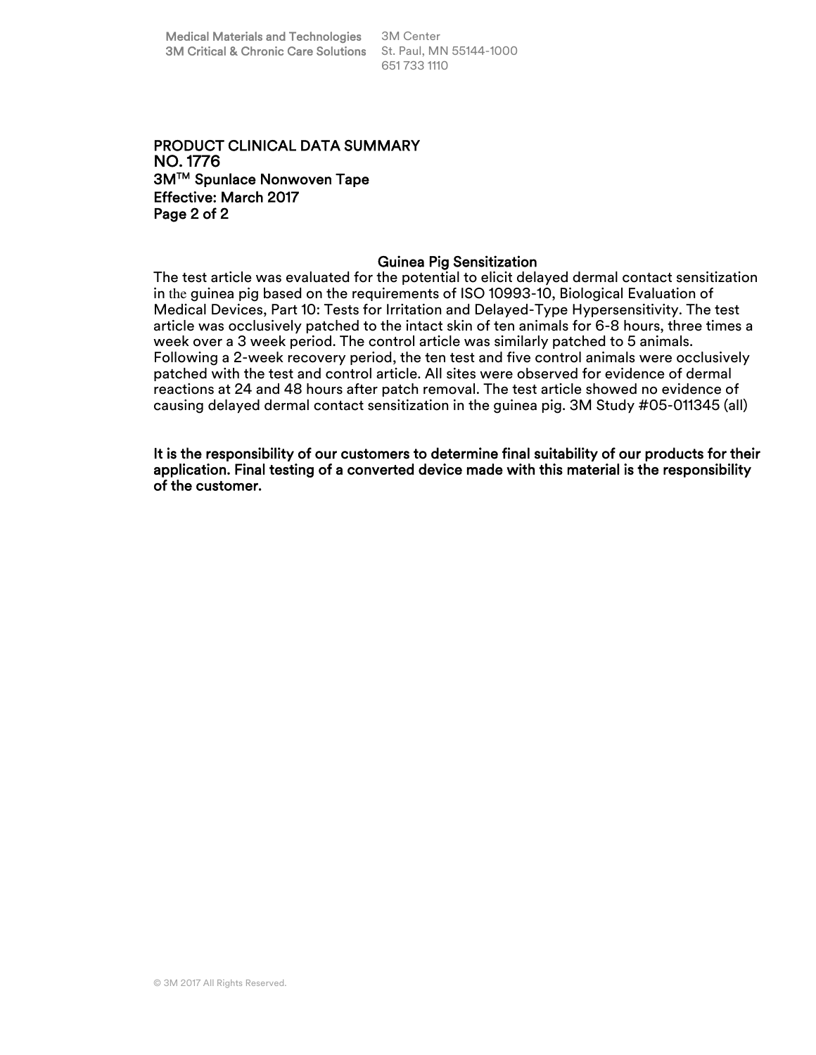**PRODUCT CLINICAL DATA SUMMARY**
**NO. 1776**
**3M™ Spunlace Nonwoven Tape**
**Effective: March 2017**

## Guinea Pig Sensitization

The test article was evaluated for the potential to elicit delayed dermal contact sensitization in the guinea pig based on the requirements of ISO 10993-10, Biological Evaluation of Medical Devices, Part 10: Tests for Irritation and Delayed-Type Hypersensitivity. The test article was occlusively patched to the intact skin of ten animals for 6-8 hours, three times a week over a 3 week period. The control article was similarly patched to 5 animals. Following a 2-week recovery period, the ten test and five control animals were occlusively patched with the test and control article. All sites were observed for evidence of dermal reactions at 24 and 48 hours after patch removal. The test article showed no evidence of causing delayed dermal contact sensitization in the guinea pig. 3M Study #05-011345 (all)

**It is the responsibility of our customers to determine final suitability of our products for their application. Final testing of a converted device made with this material is the responsibility of the customer.**

© 3M 2017 All Rights Reserved.